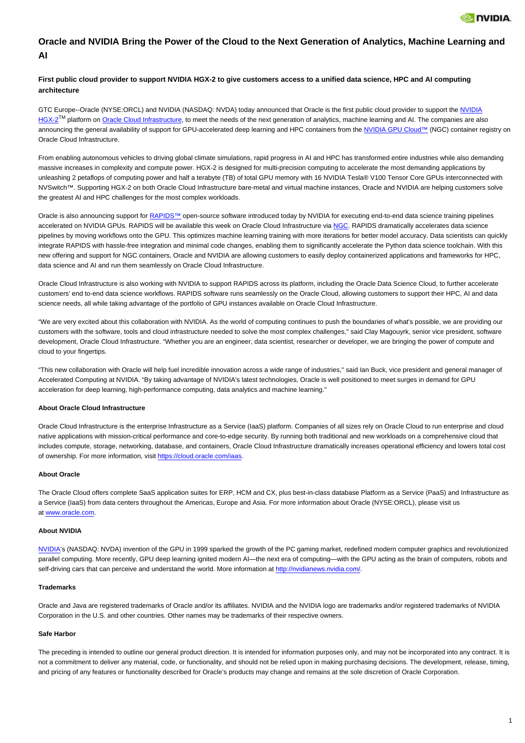# Oracle and NVIDIA Bring the Power of the Cloud to the Next Generation of Analytics, Machine Learning and AI

### First public cloud provider to support NVIDIA HGX-2 to give customers access to a unified data science, HPC and AI computing architecture

GTC Europe--Oracle (NYSE:ORCL) and NVIDIA (NASDAQ: NVDA) today announced that Oracle is the first public cloud provider to support the NVIDIA HGX-2™ platform on Oracle Cloud Infrastructure, to meet the needs of the next generation of analytics, machine learning and AI. The companies are also announcing the general availability of support for GPU-accelerated deep learning and HPC containers from the NVIDIA GPU Cloud™ (NGC) container registry on Oracle Cloud Infrastructure.

From enabling autonomous vehicles to driving global climate simulations, rapid progress in AI and HPC has transformed entire industries while also demanding massive increases in complexity and compute power. HGX-2 is designed for multi-precision computing to accelerate the most demanding applications by unleashing 2 petaflops of computing power and half a terabyte (TB) of total GPU memory with 16 NVIDIA Tesla® V100 Tensor Core GPUs interconnected with NVSwitch™. Supporting HGX-2 on both Oracle Cloud Infrastructure bare-metal and virtual machine instances, Oracle and NVIDIA are helping customers solve the greatest AI and HPC challenges for the most complex workloads.

Oracle is also announcing support for RAPIDS™ open-source software introduced today by NVIDIA for executing end-to-end data science training pipelines accelerated on NVIDIA GPUs. RAPIDS will be available this week on Oracle Cloud Infrastructure via NGC. RAPIDS dramatically accelerates data science pipelines by moving workflows onto the GPU. This optimizes machine learning training with more iterations for better model accuracy. Data scientists can quickly integrate RAPIDS with hassle-free integration and minimal code changes, enabling them to significantly accelerate the Python data science toolchain. With this new offering and support for NGC containers, Oracle and NVIDIA are allowing customers to easily deploy containerized applications and frameworks for HPC, data science and AI and run them seamlessly on Oracle Cloud Infrastructure.

Oracle Cloud Infrastructure is also working with NVIDIA to support RAPIDS across its platform, including the Oracle Data Science Cloud, to further accelerate customers' end to-end data science workflows. RAPIDS software runs seamlessly on the Oracle Cloud, allowing customers to support their HPC, AI and data science needs, all while taking advantage of the portfolio of GPU instances available on Oracle Cloud Infrastructure.

"We are very excited about this collaboration with NVIDIA. As the world of computing continues to push the boundaries of what's possible, we are providing our customers with the software, tools and cloud infrastructure needed to solve the most complex challenges," said Clay Magouyrk, senior vice president, software development, Oracle Cloud Infrastructure. "Whether you are an engineer, data scientist, researcher or developer, we are bringing the power of compute and cloud to your fingertips.

"This new collaboration with Oracle will help fuel incredible innovation across a wide range of industries," said Ian Buck, vice president and general manager of Accelerated Computing at NVIDIA. "By taking advantage of NVIDIA's latest technologies, Oracle is well positioned to meet surges in demand for GPU acceleration for deep learning, high-performance computing, data analytics and machine learning."

#### About Oracle Cloud Infrastructure

Oracle Cloud Infrastructure is the enterprise Infrastructure as a Service (IaaS) platform. Companies of all sizes rely on Oracle Cloud to run enterprise and cloud native applications with mission-critical performance and core-to-edge security. By running both traditional and new workloads on a comprehensive cloud that includes compute, storage, networking, database, and containers, Oracle Cloud Infrastructure dramatically increases operational efficiency and lowers total cost of ownership. For more information, visit https://cloud.oracle.com/iaas.

#### About Oracle

The Oracle Cloud offers complete SaaS application suites for ERP, HCM and CX, plus best-in-class database Platform as a Service (PaaS) and Infrastructure as a Service (IaaS) from data centers throughout the Americas, Europe and Asia. For more information about Oracle (NYSE:ORCL), please visit us at www.oracle.com.

#### About NVIDIA

NVIDIA's (NASDAQ: NVDA) invention of the GPU in 1999 sparked the growth of the PC gaming market, redefined modern computer graphics and revolutionized parallel computing. More recently, GPU deep learning ignited modern AI—the next era of computing—with the GPU acting as the brain of computers, robots and self-driving cars that can perceive and understand the world. More information at http://nvidianews.nvidia.com/.

#### Trademarks

Oracle and Java are registered trademarks of Oracle and/or its affiliates. NVIDIA and the NVIDIA logo are trademarks and/or registered trademarks of NVIDIA Corporation in the U.S. and other countries. Other names may be trademarks of their respective owners.

#### Safe Harbor

The preceding is intended to outline our general product direction. It is intended for information purposes only, and may not be incorporated into any contract. It is not a commitment to deliver any material, code, or functionality, and should not be relied upon in making purchasing decisions. The development, release, timing, and pricing of any features or functionality described for Oracle's products may change and remains at the sole discretion of Oracle Corporation.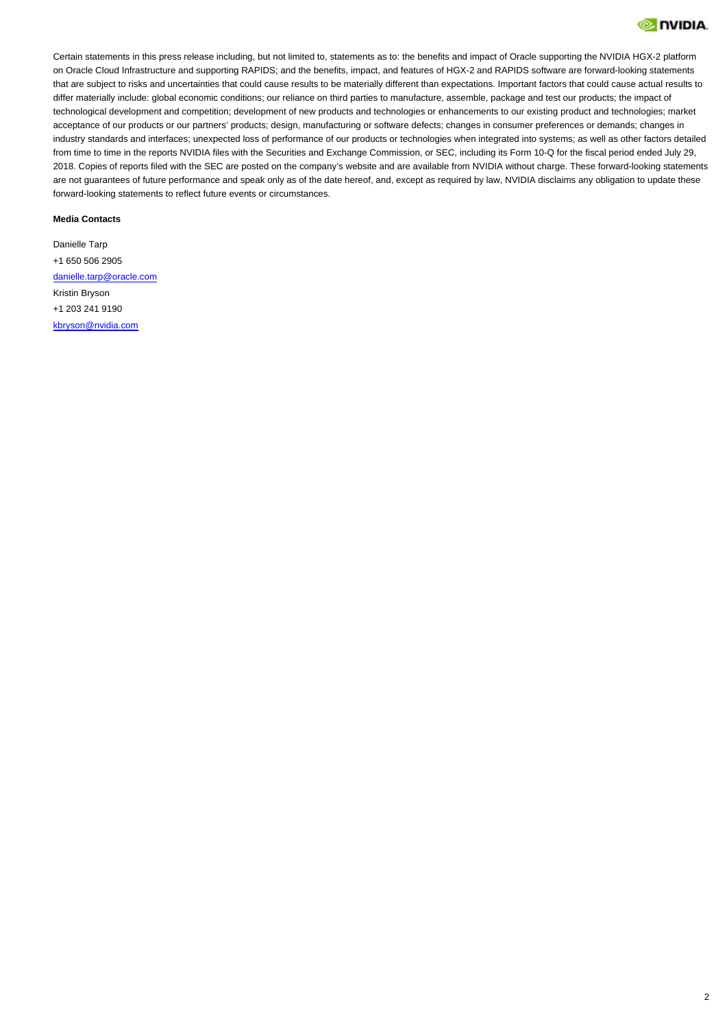Certain statements in this press release including, but not limited to, statements as to: the benefits and impact of Oracle supporting the NVIDIA HGX-2 platform on Oracle Cloud Infrastructure and supporting RAPIDS; and the benefits, impact, and features of HGX-2 and RAPIDS software are forward-looking statements that are subject to risks and uncertainties that could cause results to be materially different than expectations. Important factors that could cause actual results to differ materially include: global economic conditions; our reliance on third parties to manufacture, assemble, package and test our products; the impact of technological development and competition; development of new products and technologies or enhancements to our existing product and technologies; market acceptance of our products or our partners' products; design, manufacturing or software defects; changes in consumer preferences or demands; changes in industry standards and interfaces; unexpected loss of performance of our products or technologies when integrated into systems; as well as other factors detailed from time to time in the reports NVIDIA files with the Securities and Exchange Commission, or SEC, including its Form 10-Q for the fiscal period ended July 29, 2018. Copies of reports filed with the SEC are posted on the company's website and are available from NVIDIA without charge. These forward-looking statements are not guarantees of future performance and speak only as of the date hereof, and, except as required by law, NVIDIA disclaims any obligation to update these forward-looking statements to reflect future events or circumstances.

**Media Contacts**

Danielle Tarp
+1 650 506 2905
danielle.tarp@oracle.com
Kristin Bryson
+1 203 241 9190
kbryson@nvidia.com